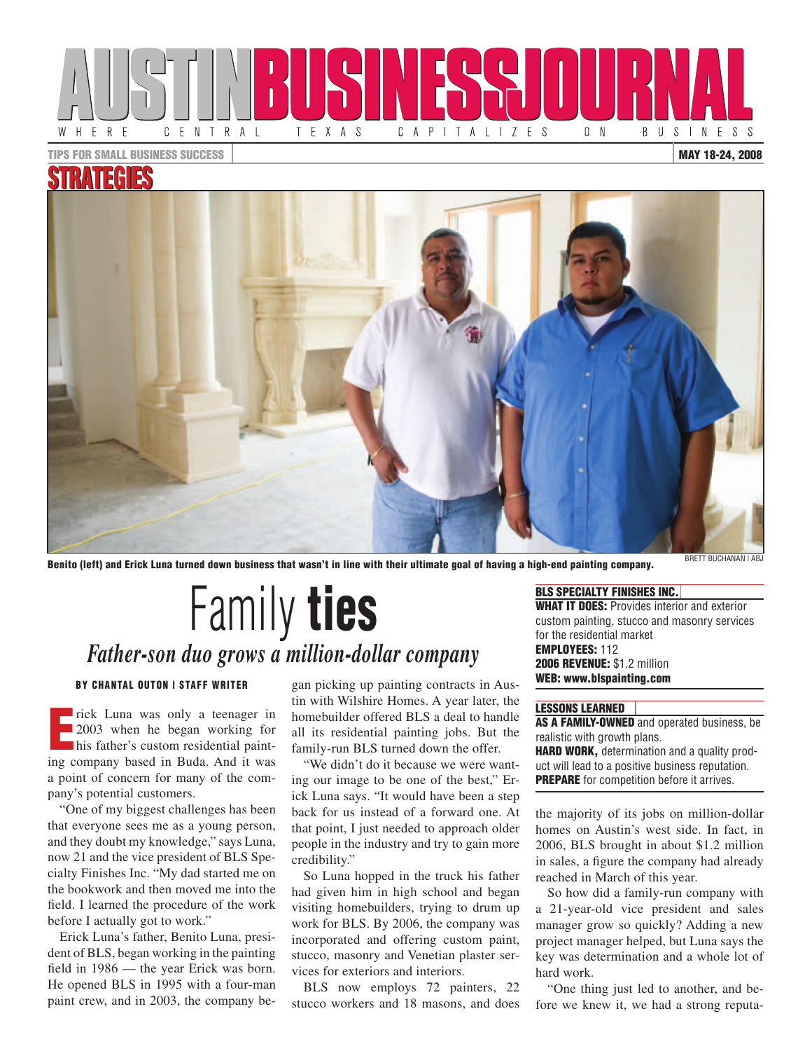# AUSTIN BUSINESS JOURNAL

WHERE CENTRAL TEXAS CAPITALIZES ON BUSINESS

TIPS FOR SMALL BUSINESS SUCCESS | MAY 18-24, 2008

## STRATEGIES

Benito (left) and Erick Luna turned down business that wasn't in line with their ultimate goal of having a high-end painting company.

BRETT BUCHANAN | ABJ

# Family **ties**

## *Father-son duo grows a million-dollar company*

**BY CHANTAL OUTON | STAFF WRITER**

Erick Luna was only a teenager in 2003 when he began working for his father's custom residential painting company based in Buda. And it was a point of concern for many of the company's potential customers.

"One of my biggest challenges has been that everyone sees me as a young person, and they doubt my knowledge," says Luna, now 21 and the vice president of BLS Specialty Finishes Inc. "My dad started me on the bookwork and then moved me into the field. I learned the procedure of the work before I actually got to work."

Erick Luna's father, Benito Luna, president of BLS, began working in the painting field in 1986 — the year Erick was born. He opened BLS in 1995 with a four-man paint crew, and in 2003, the company began picking up painting contracts in Austin with Wilshire Homes. A year later, the homebuilder offered BLS a deal to handle all its residential painting jobs. But the family-run BLS turned down the offer.

"We didn't do it because we were wanting our image to be one of the best," Erick Luna says. "It would have been a step back for us instead of a forward one. At that point, I just needed to approach older people in the industry and try to gain more credibility."

So Luna hopped in the truck his father had given him in high school and began visiting homebuilders, trying to drum up work for BLS. By 2006, the company was incorporated and offering custom paint, stucco, masonry and Venetian plaster services for exteriors and interiors.

BLS now employs 72 painters, 22 stucco workers and 18 masons, and does the majority of its jobs on million-dollar homes on Austin's west side. In fact, in 2006, BLS brought in about $1.2 million in sales, a figure the company had already reached in March of this year.

So how did a family-run company with a 21-year-old vice president and sales manager grow so quickly? Adding a new project manager helped, but Luna says the key was determination and a whole lot of hard work.

"One thing just led to another, and before we knew it, we had a strong reputa-

---

**BLS SPECIALTY FINISHES INC.**

**WHAT IT DOES:** Provides interior and exterior custom painting, stucco and masonry services for the residential market

**EMPLOYEES:** 112

**2006 REVENUE:** $1.2 million

**WEB:** www.blspainting.com

---

**LESSONS LEARNED**

**AS A FAMILY-OWNED** and operated business, be realistic with growth plans.

**HARD WORK,** determination and a quality product will lead to a positive business reputation.

**PREPARE** for competition before it arrives.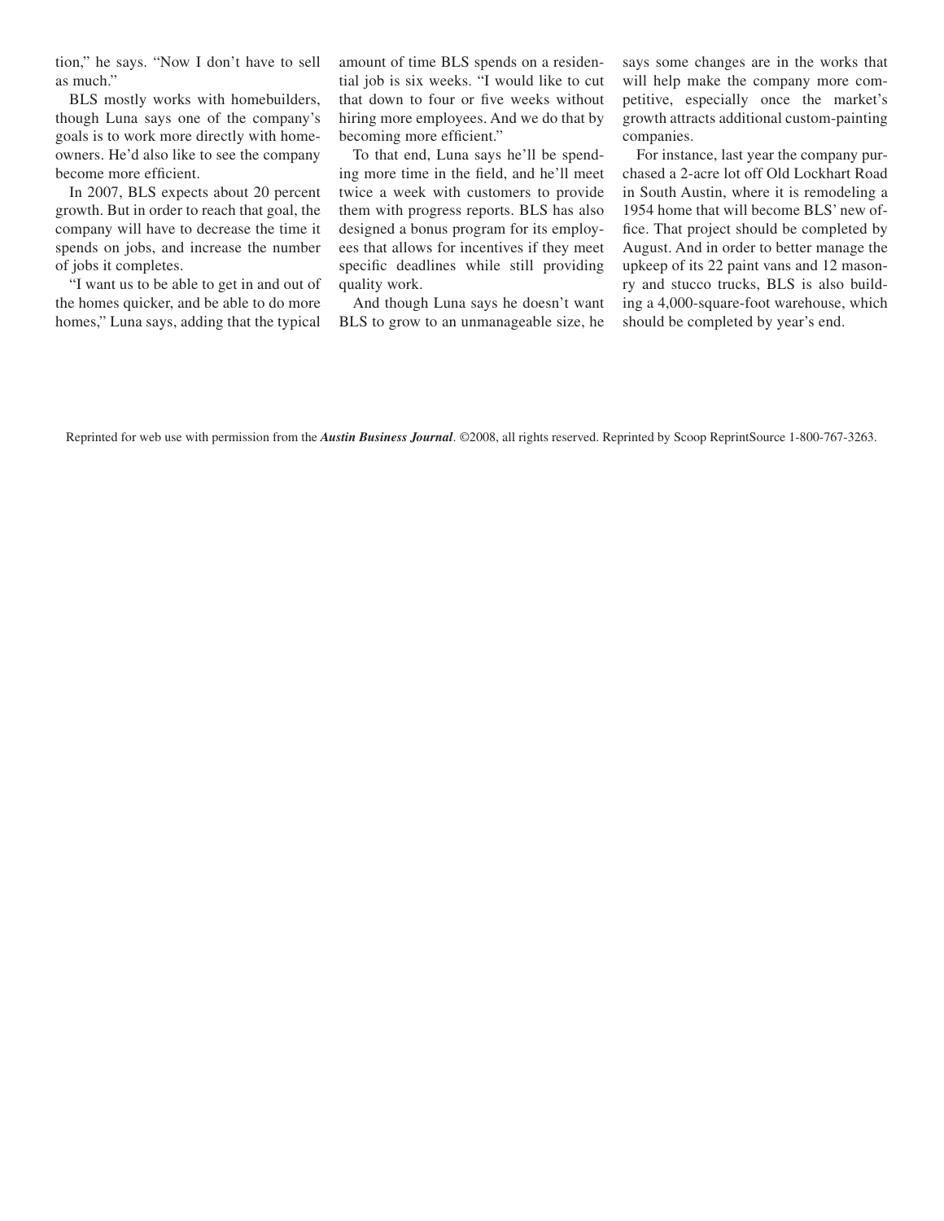tion," he says. "Now I don't have to sell as much."

BLS mostly works with homebuilders, though Luna says one of the company's goals is to work more directly with homeowners. He'd also like to see the company become more efficient.

In 2007, BLS expects about 20 percent growth. But in order to reach that goal, the company will have to decrease the time it spends on jobs, and increase the number of jobs it completes.

"I want us to be able to get in and out of the homes quicker, and be able to do more homes," Luna says, adding that the typical amount of time BLS spends on a residential job is six weeks. "I would like to cut that down to four or five weeks without hiring more employees. And we do that by becoming more efficient."

To that end, Luna says he'll be spending more time in the field, and he'll meet twice a week with customers to provide them with progress reports. BLS has also designed a bonus program for its employees that allows for incentives if they meet specific deadlines while still providing quality work.

And though Luna says he doesn't want BLS to grow to an unmanageable size, he says some changes are in the works that will help make the company more competitive, especially once the market's growth attracts additional custom-painting companies.

For instance, last year the company purchased a 2-acre lot off Old Lockhart Road in South Austin, where it is remodeling a 1954 home that will become BLS' new office. That project should be completed by August. And in order to better manage the upkeep of its 22 paint vans and 12 masonry and stucco trucks, BLS is also building a 4,000-square-foot warehouse, which should be completed by year's end.

Reprinted for web use with permission from the ***Austin Business Journal***. ©2008, all rights reserved. Reprinted by Scoop ReprintSource 1-800-767-3263.